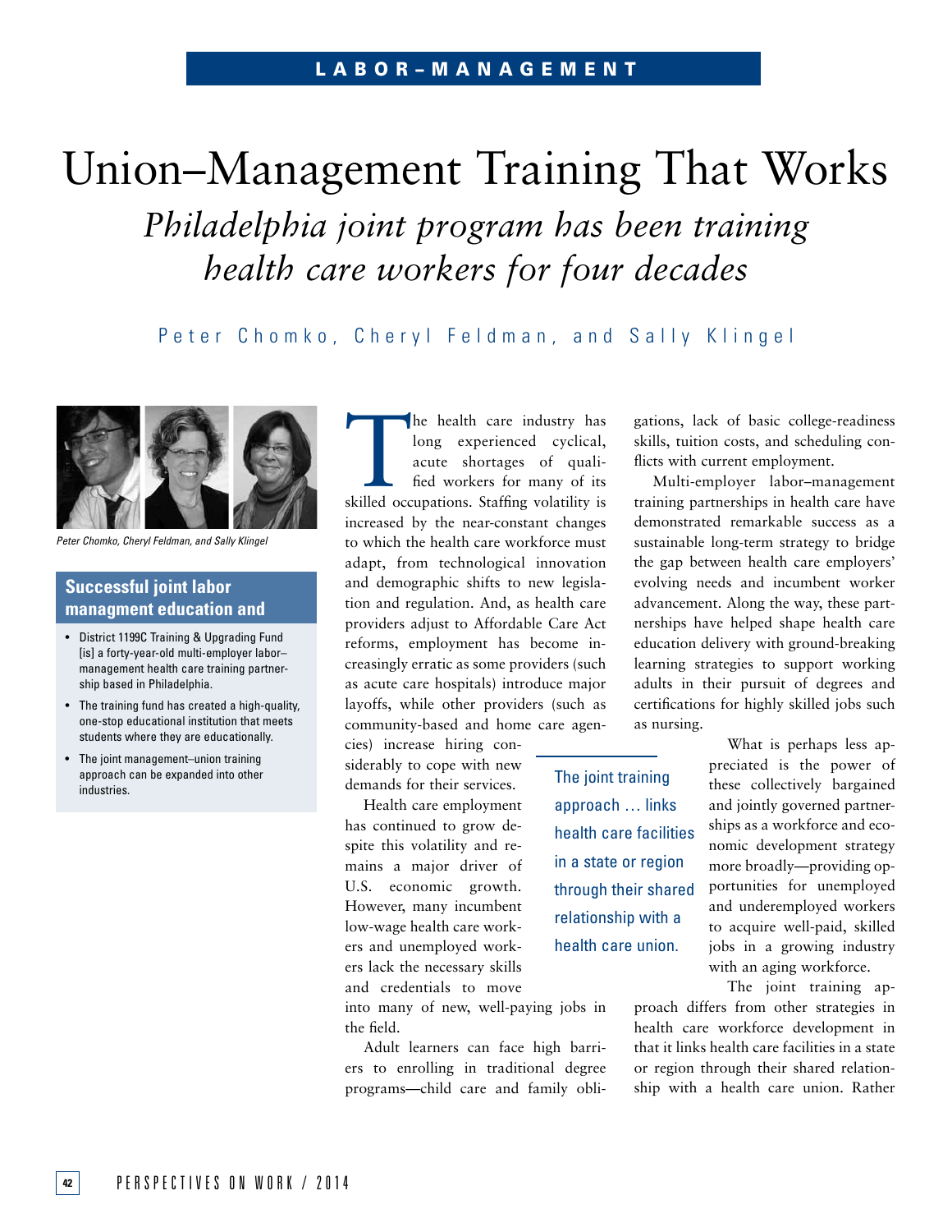LABOR–MANAGEMENT

# Union–Management Training That Works

## *Philadelphia joint program has been training health care workers for four decades*

Peter Chomko, Cheryl Feldman, and Sally Klingel

*Peter Chomko, Cheryl Feldman, and Sally Klingel*

**Successful joint labor managment education and**

- District 1199C Training & Upgrading Fund [is] a forty-year-old multi-employer labor–management health care training partnership based in Philadelphia.
- The training fund has created a high-quality, one-stop educational institution that meets students where they are educationally.
- The joint management–union training approach can be expanded into other industries.

The health care industry has long experienced cyclical, acute shortages of qualified workers for many of its skilled occupations. Staffing volatility is increased by the near-constant changes to which the health care workforce must adapt, from technological innovation and demographic shifts to new legislation and regulation. And, as health care providers adjust to Affordable Care Act reforms, employment has become increasingly erratic as some providers (such as acute care hospitals) introduce major layoffs, while other providers (such as community-based and home care agencies) increase hiring considerably to cope with new demands for their services.

Health care employment has continued to grow despite this volatility and remains a major driver of U.S. economic growth. However, many incumbent low-wage health care workers and unemployed workers lack the necessary skills and credentials to move into many of new, well-paying jobs in the field.

Adult learners can face high barriers to enrolling in traditional degree programs—child care and family obligations, lack of basic college-readiness skills, tuition costs, and scheduling conflicts with current employment.

Multi-employer labor–management training partnerships in health care have demonstrated remarkable success as a sustainable long-term strategy to bridge the gap between health care employers' evolving needs and incumbent worker advancement. Along the way, these partnerships have helped shape health care education delivery with ground-breaking learning strategies to support working adults in their pursuit of degrees and certifications for highly skilled jobs such as nursing.

> The joint training approach … links health care facilities in a state or region through their shared relationship with a health care union.

What is perhaps less appreciated is the power of these collectively bargained and jointly governed partnerships as a workforce and economic development strategy more broadly—providing opportunities for unemployed and underemployed workers to acquire well-paid, skilled jobs in a growing industry with an aging workforce.

The joint training approach differs from other strategies in health care workforce development in that it links health care facilities in a state or region through their shared relationship with a health care union. Rather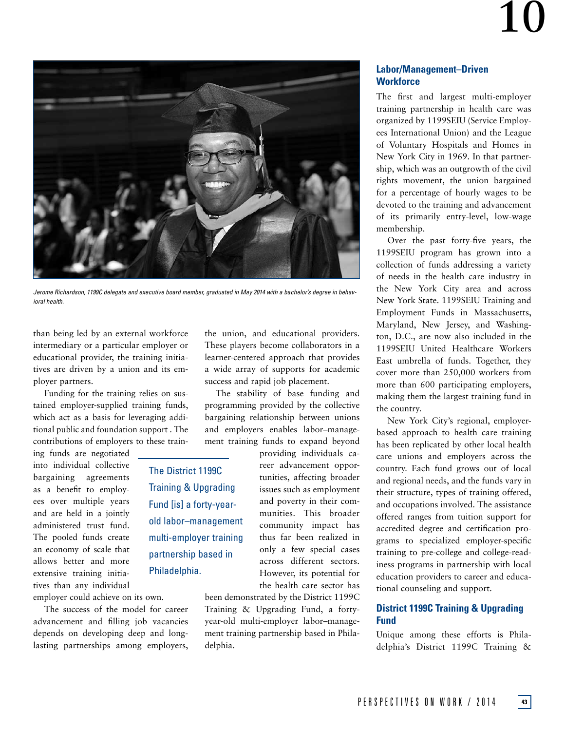Jerome Richardson, 1199C delegate and executive board member, graduated in May 2014 with a bachelor's degree in behavioral health.

than being led by an external workforce intermediary or a particular employer or educational provider, the training initiatives are driven by a union and its employer partners.

Funding for the training relies on sustained employer-supplied training funds, which act as a basis for leveraging additional public and foundation support . The contributions of employers to these training funds are negotiated into individual collective bargaining agreements as a benefit to employees over multiple years and are held in a jointly administered trust fund. The pooled funds create an economy of scale that allows better and more extensive training initiatives than any individual employer could achieve on its own.

The success of the model for career advancement and filling job vacancies depends on developing deep and long-lasting partnerships among employers, the union, and educational providers. These players become collaborators in a learner-centered approach that provides a wide array of supports for academic success and rapid job placement.

The stability of base funding and programming provided by the collective bargaining relationship between unions and employers enables labor–management training funds to expand beyond providing individuals career advancement opportunities, affecting broader issues such as employment and poverty in their communities. This broader community impact has thus far been realized in only a few special cases across different sectors. However, its potential for the health care sector has been demonstrated by the District 1199C Training & Upgrading Fund, a forty-year-old multi-employer labor–management training partnership based in Philadelphia.

> The District 1199C Training & Upgrading Fund [is] a forty-year-old labor–management multi-employer training partnership based in Philadelphia.

## Labor/Management–Driven Workforce

The first and largest multi-employer training partnership in health care was organized by 1199SEIU (Service Employees International Union) and the League of Voluntary Hospitals and Homes in New York City in 1969. In that partnership, which was an outgrowth of the civil rights movement, the union bargained for a percentage of hourly wages to be devoted to the training and advancement of its primarily entry-level, low-wage membership.

Over the past forty-five years, the 1199SEIU program has grown into a collection of funds addressing a variety of needs in the health care industry in the New York City area and across New York State. 1199SEIU Training and Employment Funds in Massachusetts, Maryland, New Jersey, and Washington, D.C., are now also included in the 1199SEIU United Healthcare Workers East umbrella of funds. Together, they cover more than 250,000 workers from more than 600 participating employers, making them the largest training fund in the country.

New York City's regional, employer-based approach to health care training has been replicated by other local health care unions and employers across the country. Each fund grows out of local and regional needs, and the funds vary in their structure, types of training offered, and occupations involved. The assistance offered ranges from tuition support for accredited degree and certification programs to specialized employer-specific training to pre-college and college-readiness programs in partnership with local education providers to career and educational counseling and support.

## District 1199C Training & Upgrading Fund

Unique among these efforts is Philadelphia's District 1199C Training &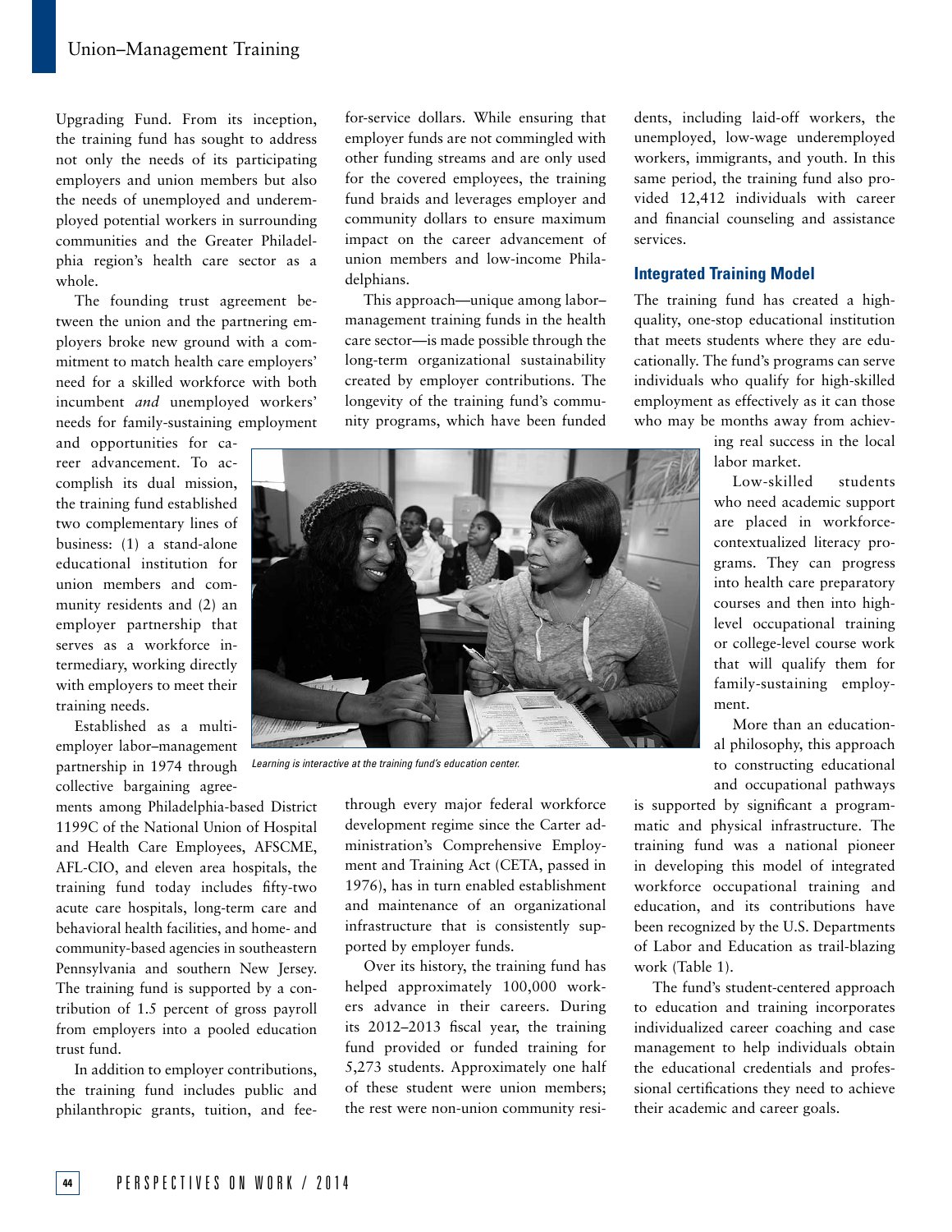Upgrading Fund. From its inception, the training fund has sought to address not only the needs of its participating employers and union members but also the needs of unemployed and underemployed potential workers in surrounding communities and the Greater Philadelphia region's health care sector as a whole.

The founding trust agreement between the union and the partnering employers broke new ground with a commitment to match health care employers' need for a skilled workforce with both incumbent *and* unemployed workers' needs for family-sustaining employment and opportunities for career advancement. To accomplish its dual mission, the training fund established two complementary lines of business: (1) a stand-alone educational institution for union members and community residents and (2) an employer partnership that serves as a workforce intermediary, working directly with employers to meet their training needs.

Established as a multi-employer labor–management partnership in 1974 through collective bargaining agreements among Philadelphia-based District 1199C of the National Union of Hospital and Health Care Employees, AFSCME, AFL-CIO, and eleven area hospitals, the training fund today includes fifty-two acute care hospitals, long-term care and behavioral health facilities, and home- and community-based agencies in southeastern Pennsylvania and southern New Jersey. The training fund is supported by a contribution of 1.5 percent of gross payroll from employers into a pooled education trust fund.

In addition to employer contributions, the training fund includes public and philanthropic grants, tuition, and fee-for-service dollars. While ensuring that employer funds are not commingled with other funding streams and are only used for the covered employees, the training fund braids and leverages employer and community dollars to ensure maximum impact on the career advancement of union members and low-income Philadelphians.

This approach—unique among labor–management training funds in the health care sector—is made possible through the long-term organizational sustainability created by employer contributions. The longevity of the training fund's community programs, which have been funded through every major federal workforce development regime since the Carter administration's Comprehensive Employment and Training Act (CETA, passed in 1976), has in turn enabled establishment and maintenance of an organizational infrastructure that is consistently supported by employer funds.

*Learning is interactive at the training fund's education center.*

Over its history, the training fund has helped approximately 100,000 workers advance in their careers. During its 2012–2013 fiscal year, the training fund provided or funded training for 5,273 students. Approximately one half of these student were union members; the rest were non-union community residents, including laid-off workers, the unemployed, low-wage underemployed workers, immigrants, and youth. In this same period, the training fund also provided 12,412 individuals with career and financial counseling and assistance services.

## Integrated Training Model

The training fund has created a high-quality, one-stop educational institution that meets students where they are educationally. The fund's programs can serve individuals who qualify for high-skilled employment as effectively as it can those who may be months away from achieving real success in the local labor market.

Low-skilled students who need academic support are placed in workforce-contextualized literacy programs. They can progress into health care preparatory courses and then into high-level occupational training or college-level course work that will qualify them for family-sustaining employment.

More than an educational philosophy, this approach to constructing educational and occupational pathways is supported by significant a programmatic and physical infrastructure. The training fund was a national pioneer in developing this model of integrated workforce occupational training and education, and its contributions have been recognized by the U.S. Departments of Labor and Education as trail-blazing work (Table 1).

The fund's student-centered approach to education and training incorporates individualized career coaching and case management to help individuals obtain the educational credentials and professional certifications they need to achieve their academic and career goals.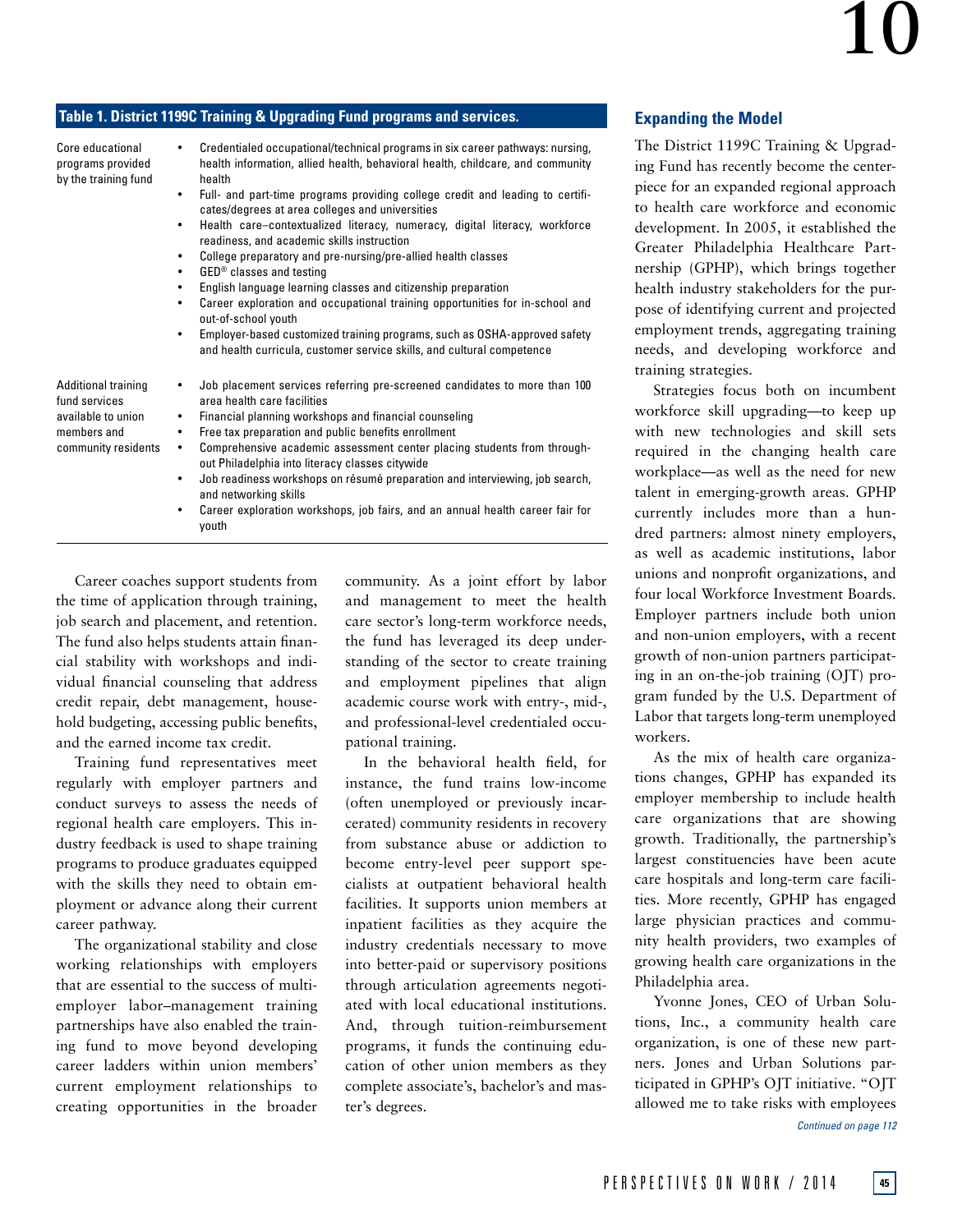**Table 1. District 1199C Training & Upgrading Fund programs and services.**

| | |
|---|---|
| Core educational programs provided by the training fund | • Credentialed occupational/technical programs in six career pathways: nursing, health information, allied health, behavioral health, childcare, and community health<br>• Full- and part-time programs providing college credit and leading to certificates/degrees at area colleges and universities<br>• Health care–contextualized literacy, numeracy, digital literacy, workforce readiness, and academic skills instruction<br>• College preparatory and pre-nursing/pre-allied health classes<br>• GED® classes and testing<br>• English language learning classes and citizenship preparation<br>• Career exploration and occupational training opportunities for in-school and out-of-school youth<br>• Employer-based customized training programs, such as OSHA-approved safety and health curricula, customer service skills, and cultural competence |
| Additional training fund services available to union members and community residents | • Job placement services referring pre-screened candidates to more than 100 area health care facilities<br>• Financial planning workshops and financial counseling<br>• Free tax preparation and public benefits enrollment<br>• Comprehensive academic assessment center placing students from throughout Philadelphia into literacy classes citywide<br>• Job readiness workshops on résumé preparation and interviewing, job search, and networking skills<br>• Career exploration workshops, job fairs, and an annual health career fair for youth |

Career coaches support students from the time of application through training, job search and placement, and retention. The fund also helps students attain financial stability with workshops and individual financial counseling that address credit repair, debt management, household budgeting, accessing public benefits, and the earned income tax credit.

Training fund representatives meet regularly with employer partners and conduct surveys to assess the needs of regional health care employers. This industry feedback is used to shape training programs to produce graduates equipped with the skills they need to obtain employment or advance along their current career pathway.

The organizational stability and close working relationships with employers that are essential to the success of multi-employer labor–management training partnerships have also enabled the training fund to move beyond developing career ladders within union members' current employment relationships to creating opportunities in the broader community. As a joint effort by labor and management to meet the health care sector's long-term workforce needs, the fund has leveraged its deep understanding of the sector to create training and employment pipelines that align academic course work with entry-, mid-, and professional-level credentialed occupational training.

In the behavioral health field, for instance, the fund trains low-income (often unemployed or previously incarcerated) community residents in recovery from substance abuse or addiction to become entry-level peer support specialists at outpatient behavioral health facilities. It supports union members at inpatient facilities as they acquire the industry credentials necessary to move into better-paid or supervisory positions through articulation agreements negotiated with local educational institutions. And, through tuition-reimbursement programs, it funds the continuing education of other union members as they complete associate's, bachelor's and master's degrees.

## Expanding the Model

The District 1199C Training & Upgrading Fund has recently become the centerpiece for an expanded regional approach to health care workforce and economic development. In 2005, it established the Greater Philadelphia Healthcare Partnership (GPHP), which brings together health industry stakeholders for the purpose of identifying current and projected employment trends, aggregating training needs, and developing workforce and training strategies.

Strategies focus both on incumbent workforce skill upgrading—to keep up with new technologies and skill sets required in the changing health care workplace—as well as the need for new talent in emerging-growth areas. GPHP currently includes more than a hundred partners: almost ninety employers, as well as academic institutions, labor unions and nonprofit organizations, and four local Workforce Investment Boards. Employer partners include both union and non-union employers, with a recent growth of non-union partners participating in an on-the-job training (OJT) program funded by the U.S. Department of Labor that targets long-term unemployed workers.

As the mix of health care organizations changes, GPHP has expanded its employer membership to include health care organizations that are showing growth. Traditionally, the partnership's largest constituencies have been acute care hospitals and long-term care facilities. More recently, GPHP has engaged large physician practices and community health providers, two examples of growing health care organizations in the Philadelphia area.

Yvonne Jones, CEO of Urban Solutions, Inc., a community health care organization, is one of these new partners. Jones and Urban Solutions participated in GPHP's OJT initiative. "OJT allowed me to take risks with employees

*Continued on page 112*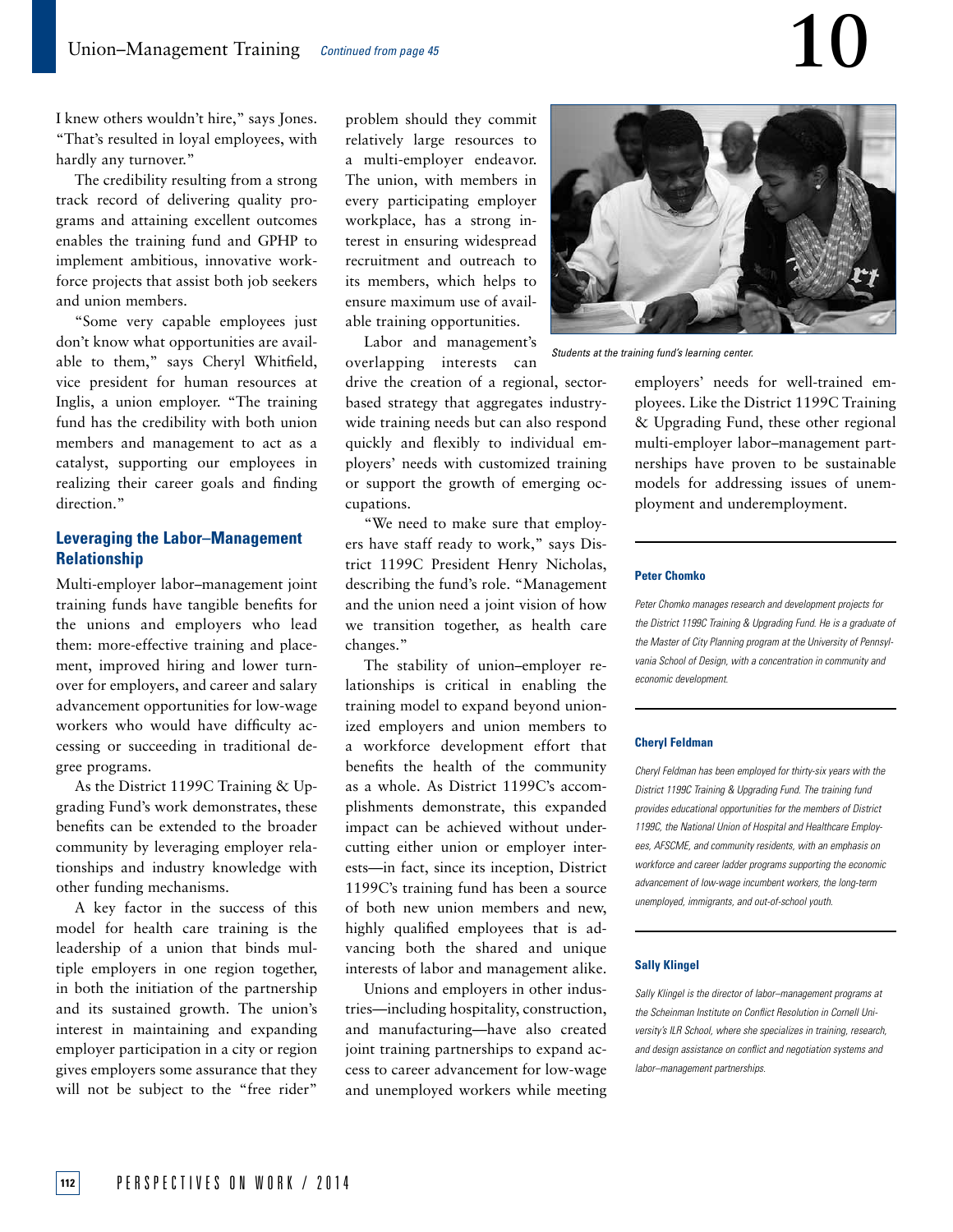I knew others wouldn't hire," says Jones. "That's resulted in loyal employees, with hardly any turnover."

The credibility resulting from a strong track record of delivering quality programs and attaining excellent outcomes enables the training fund and GPHP to implement ambitious, innovative workforce projects that assist both job seekers and union members.

"Some very capable employees just don't know what opportunities are available to them," says Cheryl Whitfield, vice president for human resources at Inglis, a union employer. "The training fund has the credibility with both union members and management to act as a catalyst, supporting our employees in realizing their career goals and finding direction."

### Leveraging the Labor–Management Relationship

Multi-employer labor–management joint training funds have tangible benefits for the unions and employers who lead them: more-effective training and placement, improved hiring and lower turnover for employers, and career and salary advancement opportunities for low-wage workers who would have difficulty accessing or succeeding in traditional degree programs.

As the District 1199C Training & Upgrading Fund's work demonstrates, these benefits can be extended to the broader community by leveraging employer relationships and industry knowledge with other funding mechanisms.

A key factor in the success of this model for health care training is the leadership of a union that binds multiple employers in one region together, in both the initiation of the partnership and its sustained growth. The union's interest in maintaining and expanding employer participation in a city or region gives employers some assurance that they will not be subject to the "free rider" problem should they commit relatively large resources to a multi-employer endeavor. The union, with members in every participating employer workplace, has a strong interest in ensuring widespread recruitment and outreach to its members, which helps to ensure maximum use of available training opportunities.

Labor and management's overlapping interests can drive the creation of a regional, sector-based strategy that aggregates industry-wide training needs but can also respond quickly and flexibly to individual employers' needs with customized training or support the growth of emerging occupations.

"We need to make sure that employers have staff ready to work," says District 1199C President Henry Nicholas, describing the fund's role. "Management and the union need a joint vision of how we transition together, as health care changes."

The stability of union–employer relationships is critical in enabling the training model to expand beyond unionized employers and union members to a workforce development effort that benefits the health of the community as a whole. As District 1199C's accomplishments demonstrate, this expanded impact can be achieved without undercutting either union or employer interests—in fact, since its inception, District 1199C's training fund has been a source of both new union members and new, highly qualified employees that is advancing both the shared and unique interests of labor and management alike.

Unions and employers in other industries—including hospitality, construction, and manufacturing—have also created joint training partnerships to expand access to career advancement for low-wage and unemployed workers while meeting employers' needs for well-trained employees. Like the District 1199C Training & Upgrading Fund, these other regional multi-employer labor–management partnerships have proven to be sustainable models for addressing issues of unemployment and underemployment.

*Students at the training fund's learning center.*

---

**Peter Chomko**

*Peter Chomko manages research and development projects for the District 1199C Training & Upgrading Fund. He is a graduate of the Master of City Planning program at the University of Pennsylvania School of Design, with a concentration in community and economic development.*

**Cheryl Feldman**

*Cheryl Feldman has been employed for thirty-six years with the District 1199C Training & Upgrading Fund. The training fund provides educational opportunities for the members of District 1199C, the National Union of Hospital and Healthcare Employees, AFSCME, and community residents, with an emphasis on workforce and career ladder programs supporting the economic advancement of low-wage incumbent workers, the long-term unemployed, immigrants, and out-of-school youth.*

**Sally Klingel**

*Sally Klingel is the director of labor–management programs at the Scheinman Institute on Conflict Resolution in Cornell University's ILR School, where she specializes in training, research, and design assistance on conflict and negotiation systems and labor–management partnerships.*